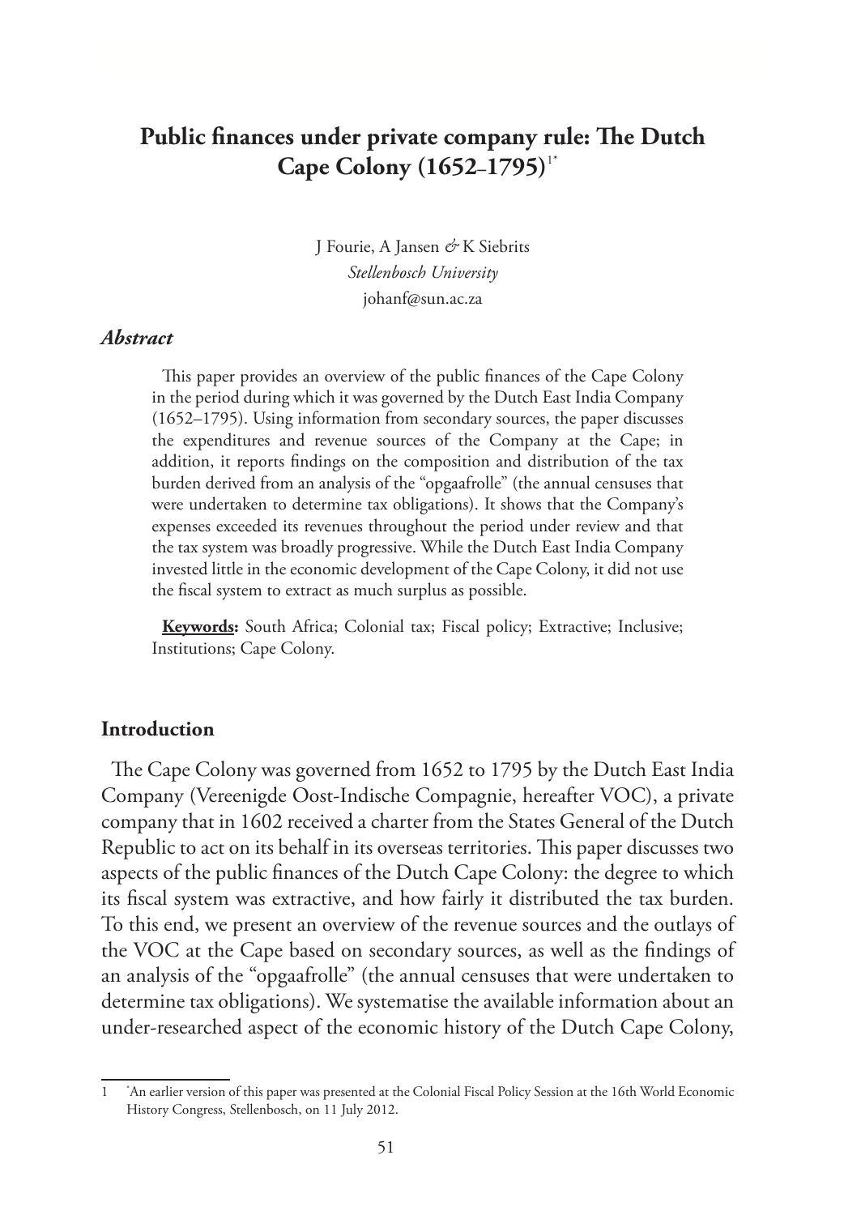# Public finances under private company rule: The Dutch Cape Colony (1652–1795)[1*]

J Fourie, A Jansen *&* K Siebrits
*Stellenbosch University*
johanf@sun.ac.za

### *Abstract*

This paper provides an overview of the public finances of the Cape Colony in the period during which it was governed by the Dutch East India Company (1652–1795). Using information from secondary sources, the paper discusses the expenditures and revenue sources of the Company at the Cape; in addition, it reports findings on the composition and distribution of the tax burden derived from an analysis of the "opgaafrolle" (the annual censuses that were undertaken to determine tax obligations). It shows that the Company's expenses exceeded its revenues throughout the period under review and that the tax system was broadly progressive. While the Dutch East India Company invested little in the economic development of the Cape Colony, it did not use the fiscal system to extract as much surplus as possible.

**Keywords:** South Africa; Colonial tax; Fiscal policy; Extractive; Inclusive; Institutions; Cape Colony.

## Introduction

The Cape Colony was governed from 1652 to 1795 by the Dutch East India Company (Vereenigde Oost-Indische Compagnie, hereafter VOC), a private company that in 1602 received a charter from the States General of the Dutch Republic to act on its behalf in its overseas territories. This paper discusses two aspects of the public finances of the Dutch Cape Colony: the degree to which its fiscal system was extractive, and how fairly it distributed the tax burden. To this end, we present an overview of the revenue sources and the outlays of the VOC at the Cape based on secondary sources, as well as the findings of an analysis of the "opgaafrolle" (the annual censuses that were undertaken to determine tax obligations). We systematise the available information about an under-researched aspect of the economic history of the Dutch Cape Colony,

---

1 *An earlier version of this paper was presented at the Colonial Fiscal Policy Session at the 16th World Economic History Congress, Stellenbosch, on 11 July 2012.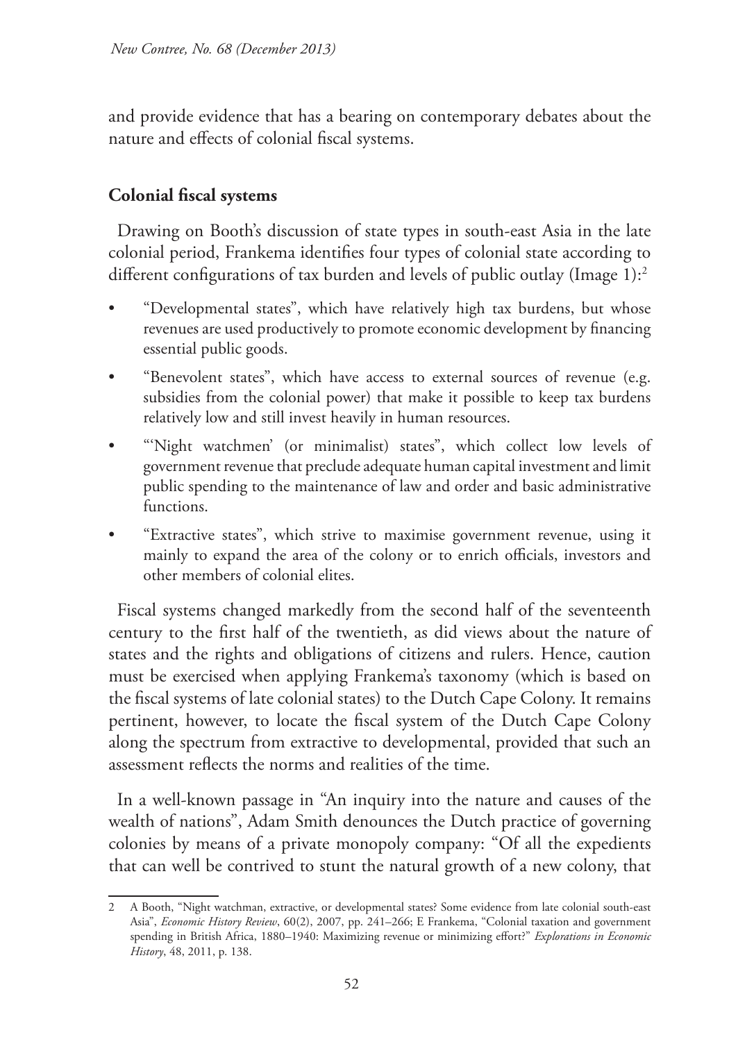and provide evidence that has a bearing on contemporary debates about the nature and effects of colonial fiscal systems.

## Colonial fiscal systems

Drawing on Booth's discussion of state types in south-east Asia in the late colonial period, Frankema identifies four types of colonial state according to different configurations of tax burden and levels of public outlay (Image 1):[2]

- "Developmental states", which have relatively high tax burdens, but whose revenues are used productively to promote economic development by financing essential public goods.
- "Benevolent states", which have access to external sources of revenue (e.g. subsidies from the colonial power) that make it possible to keep tax burdens relatively low and still invest heavily in human resources.
- "'Night watchmen' (or minimalist) states", which collect low levels of government revenue that preclude adequate human capital investment and limit public spending to the maintenance of law and order and basic administrative functions.
- "Extractive states", which strive to maximise government revenue, using it mainly to expand the area of the colony or to enrich officials, investors and other members of colonial elites.

Fiscal systems changed markedly from the second half of the seventeenth century to the first half of the twentieth, as did views about the nature of states and the rights and obligations of citizens and rulers. Hence, caution must be exercised when applying Frankema's taxonomy (which is based on the fiscal systems of late colonial states) to the Dutch Cape Colony. It remains pertinent, however, to locate the fiscal system of the Dutch Cape Colony along the spectrum from extractive to developmental, provided that such an assessment reflects the norms and realities of the time.

In a well-known passage in "An inquiry into the nature and causes of the wealth of nations", Adam Smith denounces the Dutch practice of governing colonies by means of a private monopoly company: "Of all the expedients that can well be contrived to stunt the natural growth of a new colony, that

---

2 A Booth, "Night watchman, extractive, or developmental states? Some evidence from late colonial south-east Asia", *Economic History Review*, 60(2), 2007, pp. 241–266; E Frankema, "Colonial taxation and government spending in British Africa, 1880–1940: Maximizing revenue or minimizing effort?" *Explorations in Economic History*, 48, 2011, p. 138.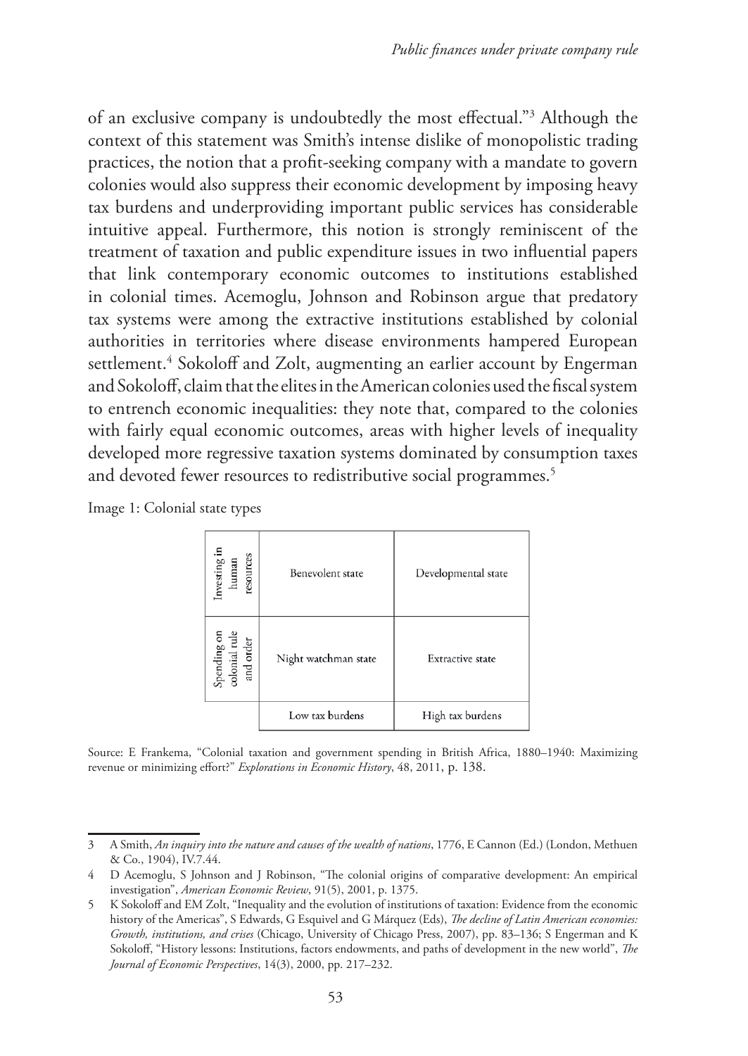of an exclusive company is undoubtedly the most effectual."[3] Although the context of this statement was Smith's intense dislike of monopolistic trading practices, the notion that a profit-seeking company with a mandate to govern colonies would also suppress their economic development by imposing heavy tax burdens and underproviding important public services has considerable intuitive appeal. Furthermore, this notion is strongly reminiscent of the treatment of taxation and public expenditure issues in two influential papers that link contemporary economic outcomes to institutions established in colonial times. Acemoglu, Johnson and Robinson argue that predatory tax systems were among the extractive institutions established by colonial authorities in territories where disease environments hampered European settlement.[4] Sokoloff and Zolt, augmenting an earlier account by Engerman and Sokoloff, claim that the elites in the American colonies used the fiscal system to entrench economic inequalities: they note that, compared to the colonies with fairly equal economic outcomes, areas with higher levels of inequality developed more regressive taxation systems dominated by consumption taxes and devoted fewer resources to redistributive social programmes.[5]

Image 1: Colonial state types

| | | |
|---|---|---|
| Investing in human resources | Benevolent state | Developmental state |
| Spending on colonial rule and order | Night watchman state | Extractive state |
| | Low tax burdens | High tax burdens |

Source: E Frankema, "Colonial taxation and government spending in British Africa, 1880–1940: Maximizing revenue or minimizing effort?" *Explorations in Economic History*, 48, 2011, p. 138.

---

3 A Smith, *An inquiry into the nature and causes of the wealth of nations*, 1776, E Cannon (Ed.) (London, Methuen & Co., 1904), IV.7.44.

4 D Acemoglu, S Johnson and J Robinson, "The colonial origins of comparative development: An empirical investigation", *American Economic Review*, 91(5), 2001, p. 1375.

5 K Sokoloff and EM Zolt, "Inequality and the evolution of institutions of taxation: Evidence from the economic history of the Americas", S Edwards, G Esquivel and G Márquez (Eds), *The decline of Latin American economies: Growth, institutions, and crises* (Chicago, University of Chicago Press, 2007), pp. 83–136; S Engerman and K Sokoloff, "History lessons: Institutions, factors endowments, and paths of development in the new world", *The Journal of Economic Perspectives*, 14(3), 2000, pp. 217–232.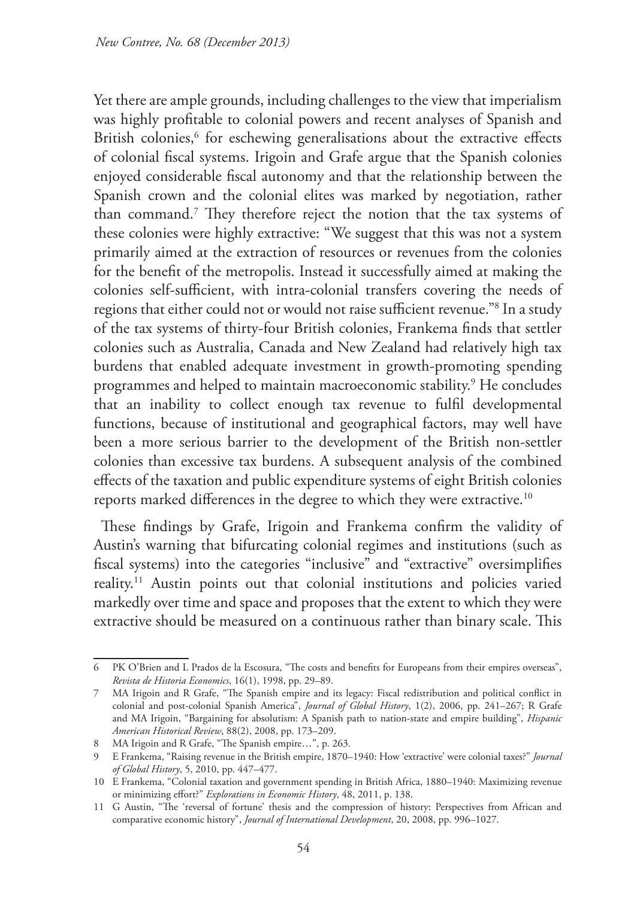Yet there are ample grounds, including challenges to the view that imperialism was highly profitable to colonial powers and recent analyses of Spanish and British colonies,[6] for eschewing generalisations about the extractive effects of colonial fiscal systems. Irigoin and Grafe argue that the Spanish colonies enjoyed considerable fiscal autonomy and that the relationship between the Spanish crown and the colonial elites was marked by negotiation, rather than command.[7] They therefore reject the notion that the tax systems of these colonies were highly extractive: "We suggest that this was not a system primarily aimed at the extraction of resources or revenues from the colonies for the benefit of the metropolis. Instead it successfully aimed at making the colonies self-sufficient, with intra-colonial transfers covering the needs of regions that either could not or would not raise sufficient revenue."[8] In a study of the tax systems of thirty-four British colonies, Frankema finds that settler colonies such as Australia, Canada and New Zealand had relatively high tax burdens that enabled adequate investment in growth-promoting spending programmes and helped to maintain macroeconomic stability.[9] He concludes that an inability to collect enough tax revenue to fulfil developmental functions, because of institutional and geographical factors, may well have been a more serious barrier to the development of the British non-settler colonies than excessive tax burdens. A subsequent analysis of the combined effects of the taxation and public expenditure systems of eight British colonies reports marked differences in the degree to which they were extractive.[10]

These findings by Grafe, Irigoin and Frankema confirm the validity of Austin's warning that bifurcating colonial regimes and institutions (such as fiscal systems) into the categories "inclusive" and "extractive" oversimplifies reality.[11] Austin points out that colonial institutions and policies varied markedly over time and space and proposes that the extent to which they were extractive should be measured on a continuous rather than binary scale. This

---

6 PK O'Brien and L Prados de la Escosura, "The costs and benefits for Europeans from their empires overseas", *Revista de Historia Economics*, 16(1), 1998, pp. 29–89.

7 MA Irigoin and R Grafe, "The Spanish empire and its legacy: Fiscal redistribution and political conflict in colonial and post-colonial Spanish America", *Journal of Global History*, 1(2), 2006, pp. 241–267; R Grafe and MA Irigoin, "Bargaining for absolutism: A Spanish path to nation-state and empire building", *Hispanic American Historical Review*, 88(2), 2008, pp. 173–209.

8 MA Irigoin and R Grafe, "The Spanish empire…", p. 263.

9 E Frankema, "Raising revenue in the British empire, 1870–1940: How 'extractive' were colonial taxes?" *Journal of Global History*, 5, 2010, pp. 447–477.

10 E Frankema, "Colonial taxation and government spending in British Africa, 1880–1940: Maximizing revenue or minimizing effort?" *Explorations in Economic History*, 48, 2011, p. 138.

11 G Austin, "The 'reversal of fortune' thesis and the compression of history: Perspectives from African and comparative economic history", *Journal of International Development*, 20, 2008, pp. 996–1027.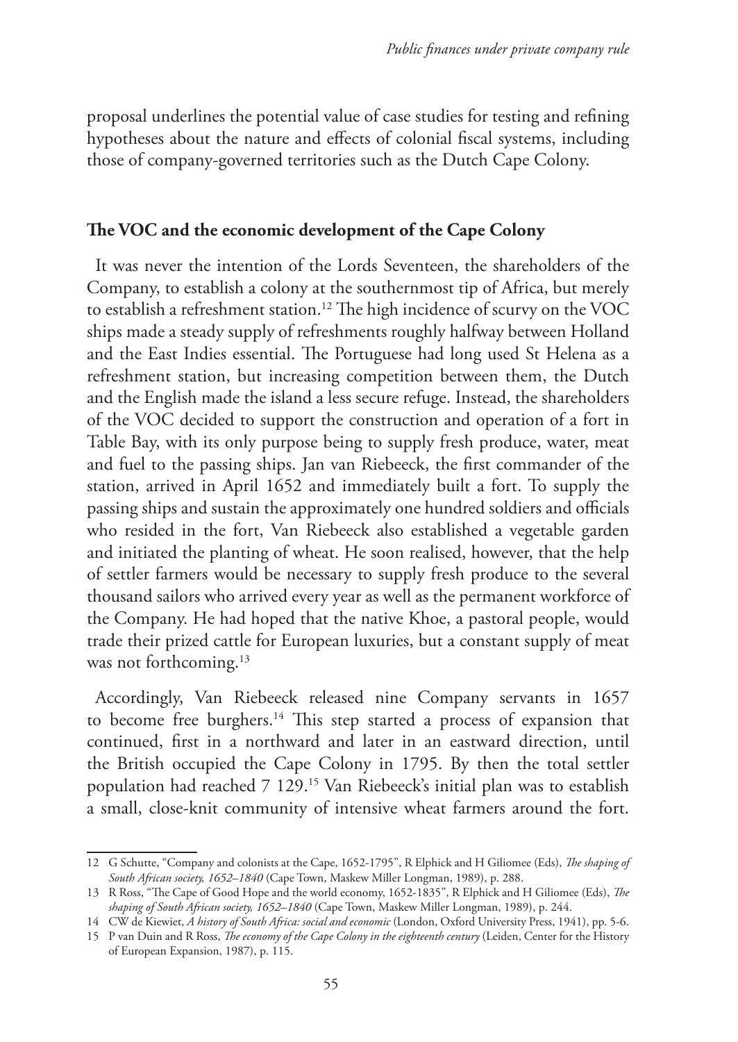proposal underlines the potential value of case studies for testing and refining hypotheses about the nature and effects of colonial fiscal systems, including those of company-governed territories such as the Dutch Cape Colony.

## The VOC and the economic development of the Cape Colony

It was never the intention of the Lords Seventeen, the shareholders of the Company, to establish a colony at the southernmost tip of Africa, but merely to establish a refreshment station.[12] The high incidence of scurvy on the VOC ships made a steady supply of refreshments roughly halfway between Holland and the East Indies essential. The Portuguese had long used St Helena as a refreshment station, but increasing competition between them, the Dutch and the English made the island a less secure refuge. Instead, the shareholders of the VOC decided to support the construction and operation of a fort in Table Bay, with its only purpose being to supply fresh produce, water, meat and fuel to the passing ships. Jan van Riebeeck, the first commander of the station, arrived in April 1652 and immediately built a fort. To supply the passing ships and sustain the approximately one hundred soldiers and officials who resided in the fort, Van Riebeeck also established a vegetable garden and initiated the planting of wheat. He soon realised, however, that the help of settler farmers would be necessary to supply fresh produce to the several thousand sailors who arrived every year as well as the permanent workforce of the Company. He had hoped that the native Khoe, a pastoral people, would trade their prized cattle for European luxuries, but a constant supply of meat was not forthcoming.[13]

Accordingly, Van Riebeeck released nine Company servants in 1657 to become free burghers.[14] This step started a process of expansion that continued, first in a northward and later in an eastward direction, until the British occupied the Cape Colony in 1795. By then the total settler population had reached 7 129.[15] Van Riebeeck's initial plan was to establish a small, close-knit community of intensive wheat farmers around the fort.

---

12 G Schutte, "Company and colonists at the Cape, 1652-1795", R Elphick and H Giliomee (Eds), *The shaping of South African society, 1652–1840* (Cape Town, Maskew Miller Longman, 1989), p. 288.

13 R Ross, "The Cape of Good Hope and the world economy, 1652-1835", R Elphick and H Giliomee (Eds), *The shaping of South African society, 1652–1840* (Cape Town, Maskew Miller Longman, 1989), p. 244.

14 CW de Kiewiet, *A history of South Africa: social and economic* (London, Oxford University Press, 1941), pp. 5-6.

15 P van Duin and R Ross, *The economy of the Cape Colony in the eighteenth century* (Leiden, Center for the History of European Expansion, 1987), p. 115.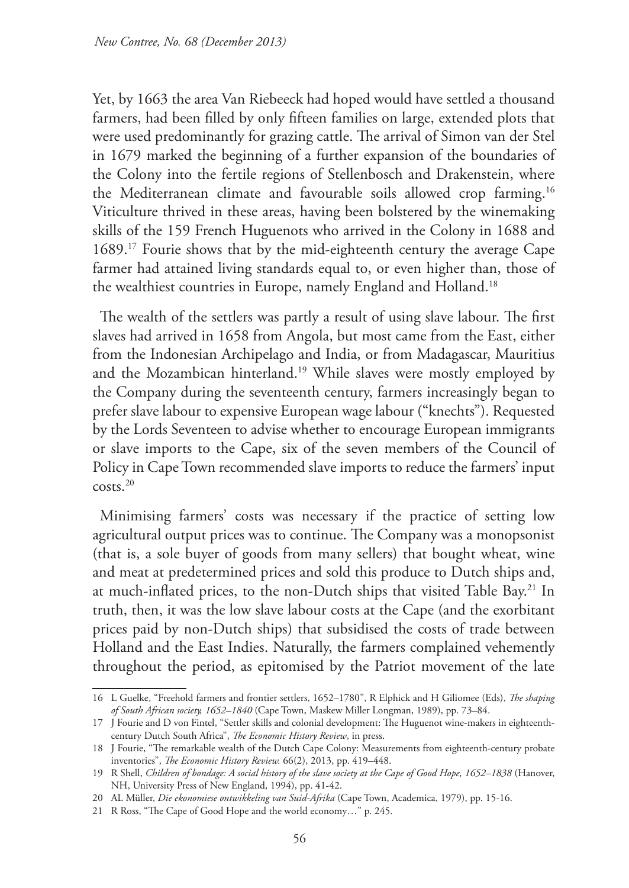Yet, by 1663 the area Van Riebeeck had hoped would have settled a thousand farmers, had been filled by only fifteen families on large, extended plots that were used predominantly for grazing cattle. The arrival of Simon van der Stel in 1679 marked the beginning of a further expansion of the boundaries of the Colony into the fertile regions of Stellenbosch and Drakenstein, where the Mediterranean climate and favourable soils allowed crop farming.[16] Viticulture thrived in these areas, having been bolstered by the winemaking skills of the 159 French Huguenots who arrived in the Colony in 1688 and 1689.[17] Fourie shows that by the mid-eighteenth century the average Cape farmer had attained living standards equal to, or even higher than, those of the wealthiest countries in Europe, namely England and Holland.[18]

The wealth of the settlers was partly a result of using slave labour. The first slaves had arrived in 1658 from Angola, but most came from the East, either from the Indonesian Archipelago and India, or from Madagascar, Mauritius and the Mozambican hinterland.[19] While slaves were mostly employed by the Company during the seventeenth century, farmers increasingly began to prefer slave labour to expensive European wage labour ("knechts"). Requested by the Lords Seventeen to advise whether to encourage European immigrants or slave imports to the Cape, six of the seven members of the Council of Policy in Cape Town recommended slave imports to reduce the farmers' input costs.[20]

Minimising farmers' costs was necessary if the practice of setting low agricultural output prices was to continue. The Company was a monopsonist (that is, a sole buyer of goods from many sellers) that bought wheat, wine and meat at predetermined prices and sold this produce to Dutch ships and, at much-inflated prices, to the non-Dutch ships that visited Table Bay.[21] In truth, then, it was the low slave labour costs at the Cape (and the exorbitant prices paid by non-Dutch ships) that subsidised the costs of trade between Holland and the East Indies. Naturally, the farmers complained vehemently throughout the period, as epitomised by the Patriot movement of the late

---

16 L Guelke, "Freehold farmers and frontier settlers, 1652–1780", R Elphick and H Giliomee (Eds), *The shaping of South African society, 1652–1840* (Cape Town, Maskew Miller Longman, 1989), pp. 73–84.

17 J Fourie and D von Fintel, "Settler skills and colonial development: The Huguenot wine-makers in eighteenth-century Dutch South Africa", *The Economic History Review*, in press.

18 J Fourie, "The remarkable wealth of the Dutch Cape Colony: Measurements from eighteenth-century probate inventories", *The Economic History Review.* 66(2), 2013, pp. 419–448.

19 R Shell, *Children of bondage: A social history of the slave society at the Cape of Good Hope, 1652–1838* (Hanover, NH, University Press of New England, 1994), pp. 41-42.

20 AL Müller, *Die ekonomiese ontwikkeling van Suid-Afrika* (Cape Town, Academica, 1979), pp. 15-16.

21 R Ross, "The Cape of Good Hope and the world economy…" p. 245.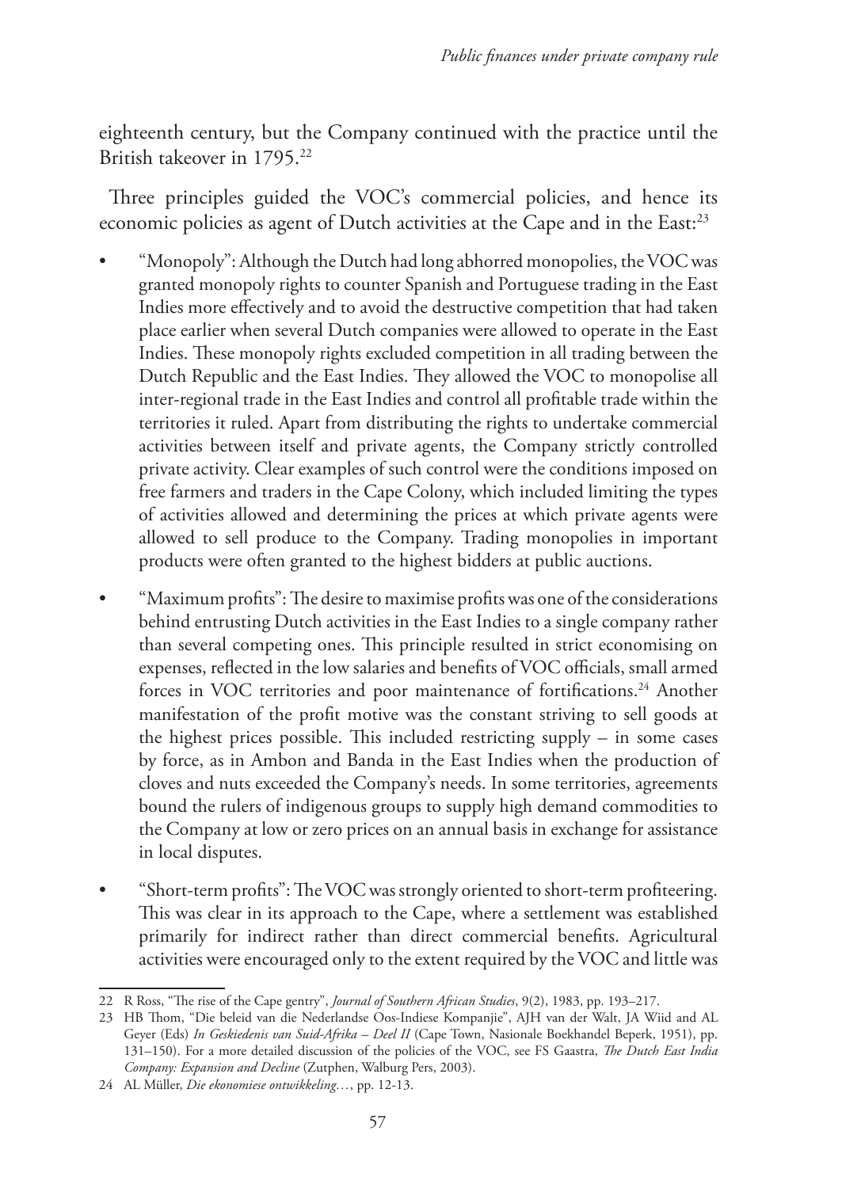eighteenth century, but the Company continued with the practice until the British takeover in 1795.[22]

Three principles guided the VOC's commercial policies, and hence its economic policies as agent of Dutch activities at the Cape and in the East:[23]

- "Monopoly": Although the Dutch had long abhorred monopolies, the VOC was granted monopoly rights to counter Spanish and Portuguese trading in the East Indies more effectively and to avoid the destructive competition that had taken place earlier when several Dutch companies were allowed to operate in the East Indies. These monopoly rights excluded competition in all trading between the Dutch Republic and the East Indies. They allowed the VOC to monopolise all inter-regional trade in the East Indies and control all profitable trade within the territories it ruled. Apart from distributing the rights to undertake commercial activities between itself and private agents, the Company strictly controlled private activity. Clear examples of such control were the conditions imposed on free farmers and traders in the Cape Colony, which included limiting the types of activities allowed and determining the prices at which private agents were allowed to sell produce to the Company. Trading monopolies in important products were often granted to the highest bidders at public auctions.
- "Maximum profits": The desire to maximise profits was one of the considerations behind entrusting Dutch activities in the East Indies to a single company rather than several competing ones. This principle resulted in strict economising on expenses, reflected in the low salaries and benefits of VOC officials, small armed forces in VOC territories and poor maintenance of fortifications.[24] Another manifestation of the profit motive was the constant striving to sell goods at the highest prices possible. This included restricting supply – in some cases by force, as in Ambon and Banda in the East Indies when the production of cloves and nuts exceeded the Company's needs. In some territories, agreements bound the rulers of indigenous groups to supply high demand commodities to the Company at low or zero prices on an annual basis in exchange for assistance in local disputes.
- "Short-term profits": The VOC was strongly oriented to short-term profiteering. This was clear in its approach to the Cape, where a settlement was established primarily for indirect rather than direct commercial benefits. Agricultural activities were encouraged only to the extent required by the VOC and little was

---

22 R Ross, "The rise of the Cape gentry", *Journal of Southern African Studies*, 9(2), 1983, pp. 193–217.

23 HB Thom, "Die beleid van die Nederlandse Oos-Indiese Kompanjie", AJH van der Walt, JA Wiid and AL Geyer (Eds) *In Geskiedenis van Suid-Afrika – Deel II* (Cape Town, Nasionale Boekhandel Beperk, 1951), pp. 131–150). For a more detailed discussion of the policies of the VOC, see FS Gaastra, *The Dutch East India Company: Expansion and Decline* (Zutphen, Walburg Pers, 2003).

24 AL Müller, *Die ekonomiese ontwikkeling…*, pp. 12-13.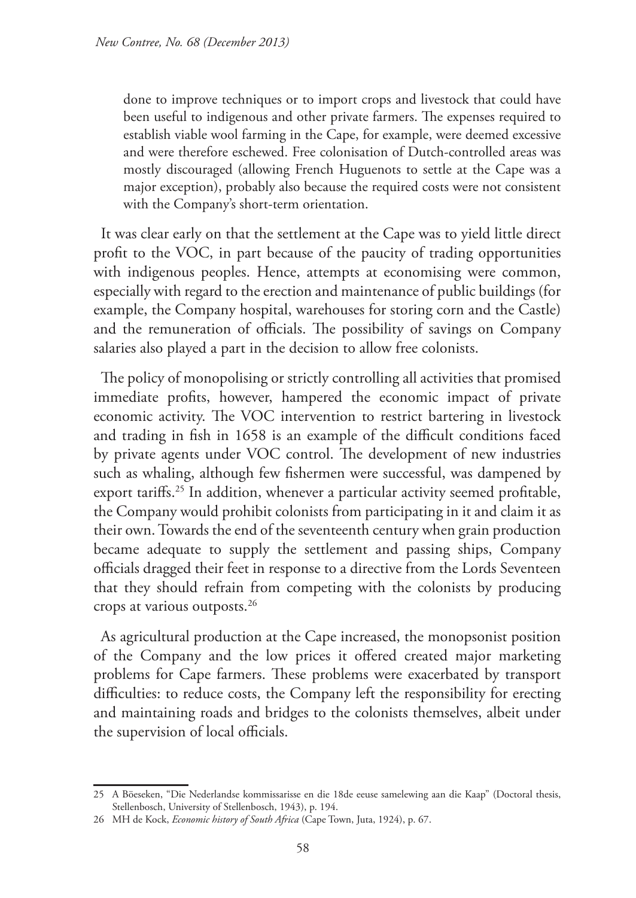done to improve techniques or to import crops and livestock that could have been useful to indigenous and other private farmers. The expenses required to establish viable wool farming in the Cape, for example, were deemed excessive and were therefore eschewed. Free colonisation of Dutch-controlled areas was mostly discouraged (allowing French Huguenots to settle at the Cape was a major exception), probably also because the required costs were not consistent with the Company's short-term orientation.

It was clear early on that the settlement at the Cape was to yield little direct profit to the VOC, in part because of the paucity of trading opportunities with indigenous peoples. Hence, attempts at economising were common, especially with regard to the erection and maintenance of public buildings (for example, the Company hospital, warehouses for storing corn and the Castle) and the remuneration of officials. The possibility of savings on Company salaries also played a part in the decision to allow free colonists.

The policy of monopolising or strictly controlling all activities that promised immediate profits, however, hampered the economic impact of private economic activity. The VOC intervention to restrict bartering in livestock and trading in fish in 1658 is an example of the difficult conditions faced by private agents under VOC control. The development of new industries such as whaling, although few fishermen were successful, was dampened by export tariffs.[25] In addition, whenever a particular activity seemed profitable, the Company would prohibit colonists from participating in it and claim it as their own. Towards the end of the seventeenth century when grain production became adequate to supply the settlement and passing ships, Company officials dragged their feet in response to a directive from the Lords Seventeen that they should refrain from competing with the colonists by producing crops at various outposts.[26]

As agricultural production at the Cape increased, the monopsonist position of the Company and the low prices it offered created major marketing problems for Cape farmers. These problems were exacerbated by transport difficulties: to reduce costs, the Company left the responsibility for erecting and maintaining roads and bridges to the colonists themselves, albeit under the supervision of local officials.

---

25 A Böeseken, "Die Nederlandse kommissarisse en die 18de eeuse samelewing aan die Kaap" (Doctoral thesis, Stellenbosch, University of Stellenbosch, 1943), p. 194.

26 MH de Kock, *Economic history of South Africa* (Cape Town, Juta, 1924), p. 67.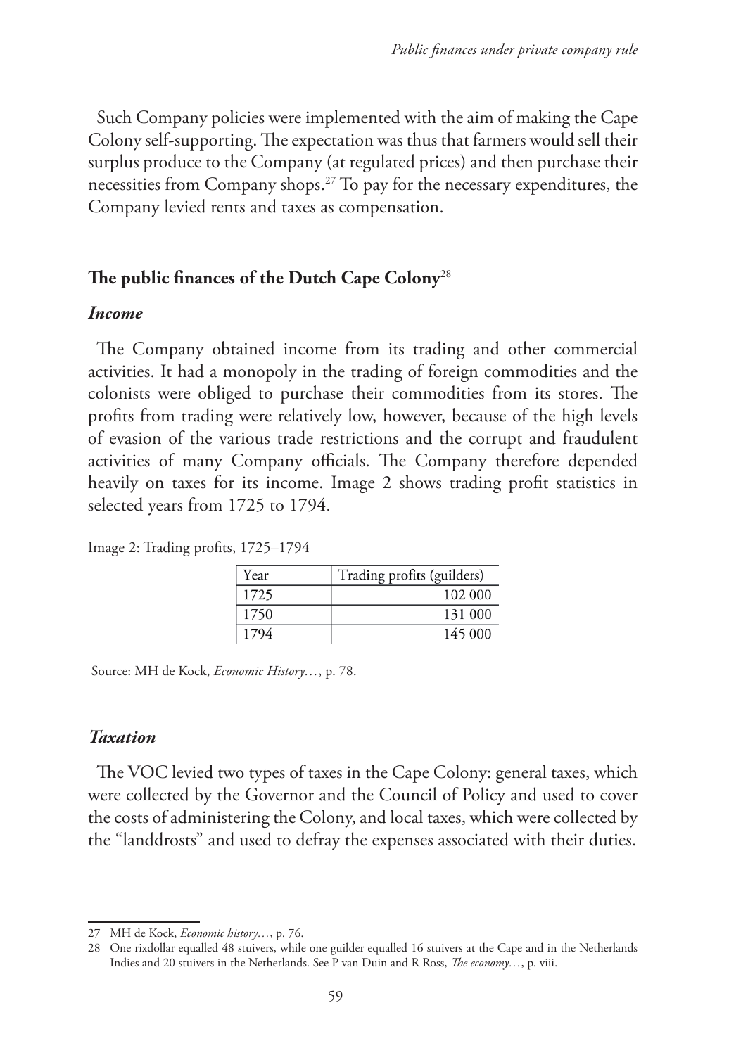Such Company policies were implemented with the aim of making the Cape Colony self-supporting. The expectation was thus that farmers would sell their surplus produce to the Company (at regulated prices) and then purchase their necessities from Company shops.[27] To pay for the necessary expenditures, the Company levied rents and taxes as compensation.

## The public finances of the Dutch Cape Colony[28]

### *Income*

The Company obtained income from its trading and other commercial activities. It had a monopoly in the trading of foreign commodities and the colonists were obliged to purchase their commodities from its stores. The profits from trading were relatively low, however, because of the high levels of evasion of the various trade restrictions and the corrupt and fraudulent activities of many Company officials. The Company therefore depended heavily on taxes for its income. Image 2 shows trading profit statistics in selected years from 1725 to 1794.

Image 2: Trading profits, 1725–1794

| Year | Trading profits (guilders) |
|---|---|
| 1725 | 102 000 |
| 1750 | 131 000 |
| 1794 | 145 000 |

Source: MH de Kock, *Economic History…*, p. 78.

### *Taxation*

The VOC levied two types of taxes in the Cape Colony: general taxes, which were collected by the Governor and the Council of Policy and used to cover the costs of administering the Colony, and local taxes, which were collected by the "landdrosts" and used to defray the expenses associated with their duties.

---

27 MH de Kock, *Economic history…*, p. 76.

28 One rixdollar equalled 48 stuivers, while one guilder equalled 16 stuivers at the Cape and in the Netherlands Indies and 20 stuivers in the Netherlands. See P van Duin and R Ross, *The economy…*, p. viii.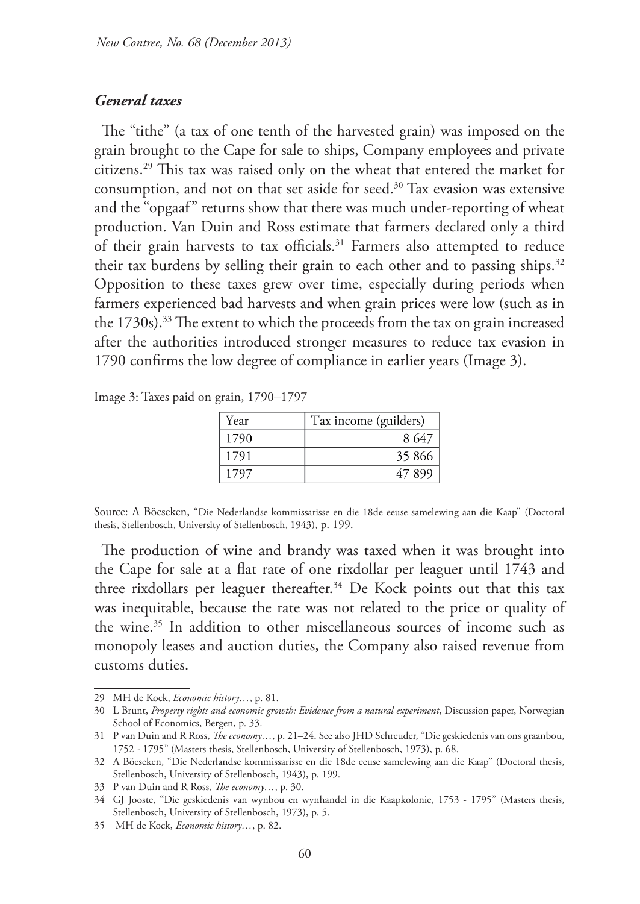### *General taxes*

The "tithe" (a tax of one tenth of the harvested grain) was imposed on the grain brought to the Cape for sale to ships, Company employees and private citizens.[29] This tax was raised only on the wheat that entered the market for consumption, and not on that set aside for seed.[30] Tax evasion was extensive and the "opgaaf" returns show that there was much under-reporting of wheat production. Van Duin and Ross estimate that farmers declared only a third of their grain harvests to tax officials.[31] Farmers also attempted to reduce their tax burdens by selling their grain to each other and to passing ships.[32] Opposition to these taxes grew over time, especially during periods when farmers experienced bad harvests and when grain prices were low (such as in the 1730s).[33] The extent to which the proceeds from the tax on grain increased after the authorities introduced stronger measures to reduce tax evasion in 1790 confirms the low degree of compliance in earlier years (Image 3).

Image 3: Taxes paid on grain, 1790–1797

| Year | Tax income (guilders) |
|---|---:|
| 1790 | 8 647 |
| 1791 | 35 866 |
| 1797 | 47 899 |

Source: A Böeseken, "Die Nederlandse kommissarisse en die 18de eeuse samelewing aan die Kaap" (Doctoral thesis, Stellenbosch, University of Stellenbosch, 1943), p. 199.

The production of wine and brandy was taxed when it was brought into the Cape for sale at a flat rate of one rixdollar per leaguer until 1743 and three rixdollars per leaguer thereafter.[34] De Kock points out that this tax was inequitable, because the rate was not related to the price or quality of the wine.[35] In addition to other miscellaneous sources of income such as monopoly leases and auction duties, the Company also raised revenue from customs duties.

---

29 MH de Kock, *Economic history…*, p. 81.

30 L Brunt, *Property rights and economic growth: Evidence from a natural experiment*, Discussion paper, Norwegian School of Economics, Bergen, p. 33.

31 P van Duin and R Ross, *The economy…*, p. 21–24. See also JHD Schreuder, "Die geskiedenis van ons graanbou, 1752 - 1795" (Masters thesis, Stellenbosch, University of Stellenbosch, 1973), p. 68.

32 A Böeseken, "Die Nederlandse kommissarisse en die 18de eeuse samelewing aan die Kaap" (Doctoral thesis, Stellenbosch, University of Stellenbosch, 1943), p. 199.

33 P van Duin and R Ross, *The economy…*, p. 30.

34 GJ Jooste, "Die geskiedenis van wynbou en wynhandel in die Kaapkolonie, 1753 - 1795" (Masters thesis, Stellenbosch, University of Stellenbosch, 1973), p. 5.

35 MH de Kock, *Economic history…*, p. 82.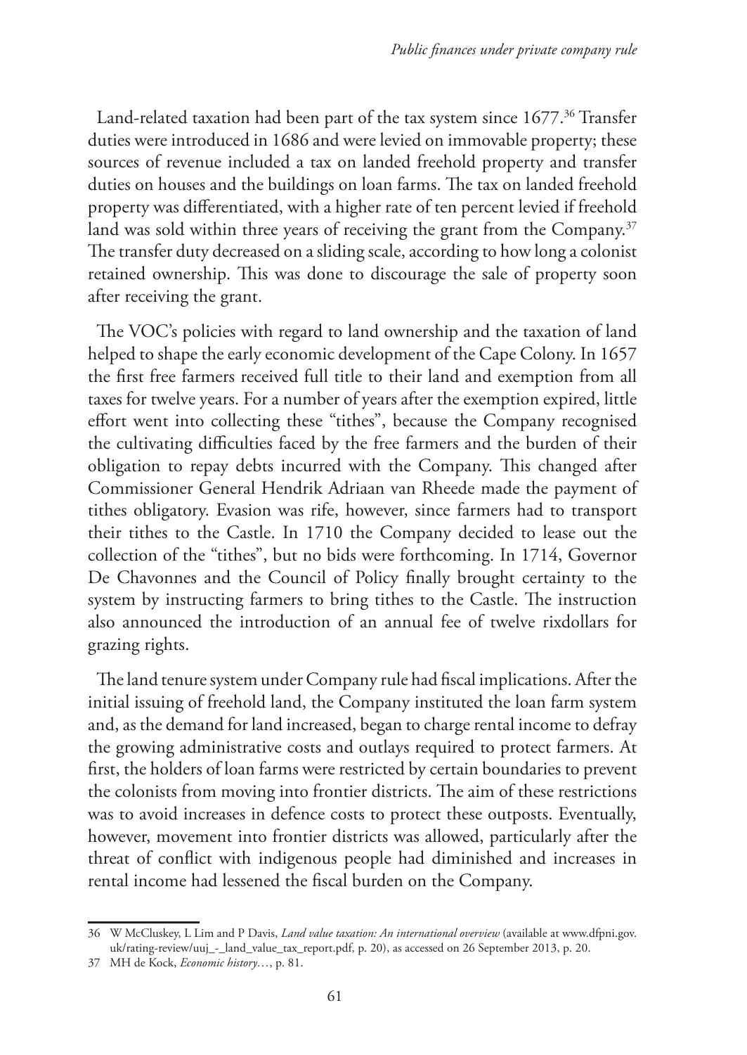Land-related taxation had been part of the tax system since 1677.[36] Transfer duties were introduced in 1686 and were levied on immovable property; these sources of revenue included a tax on landed freehold property and transfer duties on houses and the buildings on loan farms. The tax on landed freehold property was differentiated, with a higher rate of ten percent levied if freehold land was sold within three years of receiving the grant from the Company.[37] The transfer duty decreased on a sliding scale, according to how long a colonist retained ownership. This was done to discourage the sale of property soon after receiving the grant.

The VOC's policies with regard to land ownership and the taxation of land helped to shape the early economic development of the Cape Colony. In 1657 the first free farmers received full title to their land and exemption from all taxes for twelve years. For a number of years after the exemption expired, little effort went into collecting these "tithes", because the Company recognised the cultivating difficulties faced by the free farmers and the burden of their obligation to repay debts incurred with the Company. This changed after Commissioner General Hendrik Adriaan van Rheede made the payment of tithes obligatory. Evasion was rife, however, since farmers had to transport their tithes to the Castle. In 1710 the Company decided to lease out the collection of the "tithes", but no bids were forthcoming. In 1714, Governor De Chavonnes and the Council of Policy finally brought certainty to the system by instructing farmers to bring tithes to the Castle. The instruction also announced the introduction of an annual fee of twelve rixdollars for grazing rights.

The land tenure system under Company rule had fiscal implications. After the initial issuing of freehold land, the Company instituted the loan farm system and, as the demand for land increased, began to charge rental income to defray the growing administrative costs and outlays required to protect farmers. At first, the holders of loan farms were restricted by certain boundaries to prevent the colonists from moving into frontier districts. The aim of these restrictions was to avoid increases in defence costs to protect these outposts. Eventually, however, movement into frontier districts was allowed, particularly after the threat of conflict with indigenous people had diminished and increases in rental income had lessened the fiscal burden on the Company.

---

36 W McCluskey, L Lim and P Davis, *Land value taxation: An international overview* (available at www.dfpni.gov.uk/rating-review/uuj_-_land_value_tax_report.pdf, p. 20), as accessed on 26 September 2013, p. 20.

37 MH de Kock, *Economic history…*, p. 81.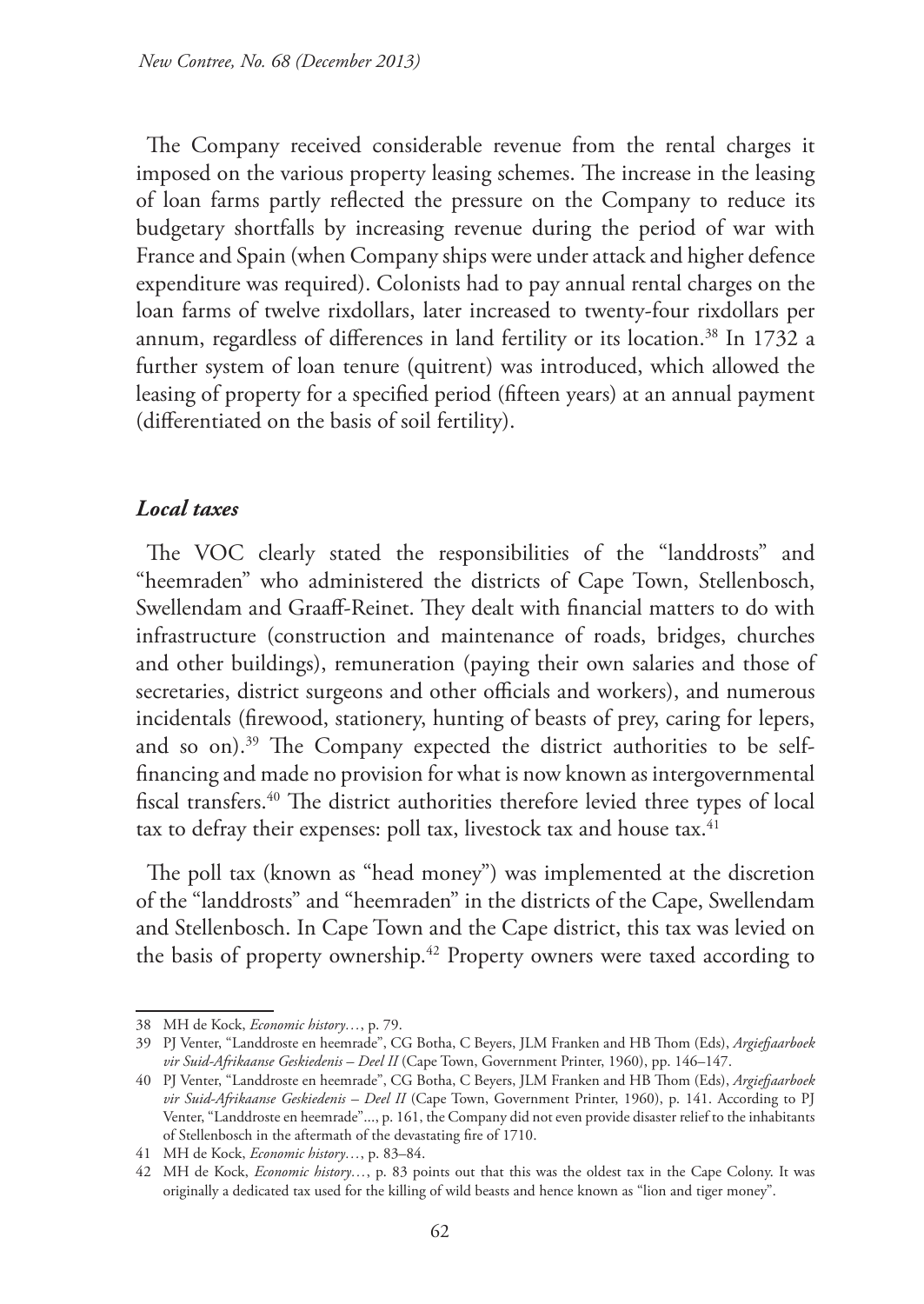The Company received considerable revenue from the rental charges it imposed on the various property leasing schemes. The increase in the leasing of loan farms partly reflected the pressure on the Company to reduce its budgetary shortfalls by increasing revenue during the period of war with France and Spain (when Company ships were under attack and higher defence expenditure was required). Colonists had to pay annual rental charges on the loan farms of twelve rixdollars, later increased to twenty-four rixdollars per annum, regardless of differences in land fertility or its location.[38] In 1732 a further system of loan tenure (quitrent) was introduced, which allowed the leasing of property for a specified period (fifteen years) at an annual payment (differentiated on the basis of soil fertility).

### *Local taxes*

The VOC clearly stated the responsibilities of the "landdrosts" and "heemraden" who administered the districts of Cape Town, Stellenbosch, Swellendam and Graaff-Reinet. They dealt with financial matters to do with infrastructure (construction and maintenance of roads, bridges, churches and other buildings), remuneration (paying their own salaries and those of secretaries, district surgeons and other officials and workers), and numerous incidentals (firewood, stationery, hunting of beasts of prey, caring for lepers, and so on).[39] The Company expected the district authorities to be self-financing and made no provision for what is now known as intergovernmental fiscal transfers.[40] The district authorities therefore levied three types of local tax to defray their expenses: poll tax, livestock tax and house tax.[41]

The poll tax (known as "head money") was implemented at the discretion of the "landdrosts" and "heemraden" in the districts of the Cape, Swellendam and Stellenbosch. In Cape Town and the Cape district, this tax was levied on the basis of property ownership.[42] Property owners were taxed according to

---

38 MH de Kock, *Economic history…*, p. 79.

39 PJ Venter, "Landdroste en heemrade", CG Botha, C Beyers, JLM Franken and HB Thom (Eds), *Argiefjaarboek vir Suid-Afrikaanse Geskiedenis – Deel II* (Cape Town, Government Printer, 1960), pp. 146–147.

40 PJ Venter, "Landdroste en heemrade", CG Botha, C Beyers, JLM Franken and HB Thom (Eds), *Argiefjaarboek vir Suid-Afrikaanse Geskiedenis – Deel II* (Cape Town, Government Printer, 1960), p. 141. According to PJ Venter, "Landdroste en heemrade"..., p. 161, the Company did not even provide disaster relief to the inhabitants of Stellenbosch in the aftermath of the devastating fire of 1710.

41 MH de Kock, *Economic history…*, p. 83–84.

42 MH de Kock, *Economic history…*, p. 83 points out that this was the oldest tax in the Cape Colony. It was originally a dedicated tax used for the killing of wild beasts and hence known as "lion and tiger money".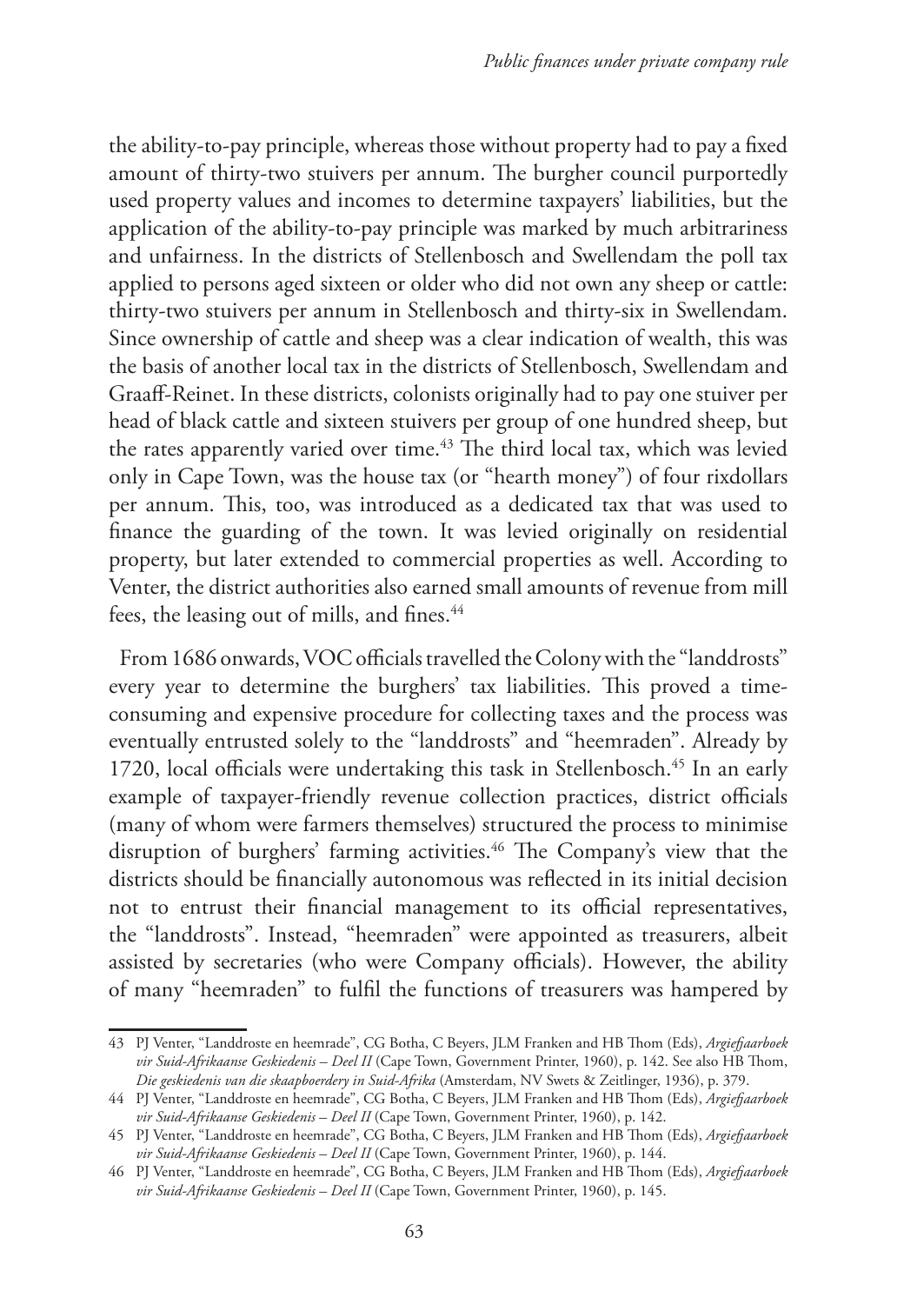the ability-to-pay principle, whereas those without property had to pay a fixed amount of thirty-two stuivers per annum. The burgher council purportedly used property values and incomes to determine taxpayers' liabilities, but the application of the ability-to-pay principle was marked by much arbitrariness and unfairness. In the districts of Stellenbosch and Swellendam the poll tax applied to persons aged sixteen or older who did not own any sheep or cattle: thirty-two stuivers per annum in Stellenbosch and thirty-six in Swellendam. Since ownership of cattle and sheep was a clear indication of wealth, this was the basis of another local tax in the districts of Stellenbosch, Swellendam and Graaff-Reinet. In these districts, colonists originally had to pay one stuiver per head of black cattle and sixteen stuivers per group of one hundred sheep, but the rates apparently varied over time.[43] The third local tax, which was levied only in Cape Town, was the house tax (or "hearth money") of four rixdollars per annum. This, too, was introduced as a dedicated tax that was used to finance the guarding of the town. It was levied originally on residential property, but later extended to commercial properties as well. According to Venter, the district authorities also earned small amounts of revenue from mill fees, the leasing out of mills, and fines.[44]

From 1686 onwards, VOC officials travelled the Colony with the "landdrosts" every year to determine the burghers' tax liabilities. This proved a time-consuming and expensive procedure for collecting taxes and the process was eventually entrusted solely to the "landdrosts" and "heemraden". Already by 1720, local officials were undertaking this task in Stellenbosch.[45] In an early example of taxpayer-friendly revenue collection practices, district officials (many of whom were farmers themselves) structured the process to minimise disruption of burghers' farming activities.[46] The Company's view that the districts should be financially autonomous was reflected in its initial decision not to entrust their financial management to its official representatives, the "landdrosts". Instead, "heemraden" were appointed as treasurers, albeit assisted by secretaries (who were Company officials). However, the ability of many "heemraden" to fulfil the functions of treasurers was hampered by

---

43 PJ Venter, "Landdroste en heemrade", CG Botha, C Beyers, JLM Franken and HB Thom (Eds), *Argiefjaarboek vir Suid-Afrikaanse Geskiedenis – Deel II* (Cape Town, Government Printer, 1960), p. 142. See also HB Thom, *Die geskiedenis van die skaapboerdery in Suid-Afrika* (Amsterdam, NV Swets & Zeitlinger, 1936), p. 379.

44 PJ Venter, "Landdroste en heemrade", CG Botha, C Beyers, JLM Franken and HB Thom (Eds), *Argiefjaarboek vir Suid-Afrikaanse Geskiedenis – Deel II* (Cape Town, Government Printer, 1960), p. 142.

45 PJ Venter, "Landdroste en heemrade", CG Botha, C Beyers, JLM Franken and HB Thom (Eds), *Argiefjaarboek vir Suid-Afrikaanse Geskiedenis – Deel II* (Cape Town, Government Printer, 1960), p. 144.

46 PJ Venter, "Landdroste en heemrade", CG Botha, C Beyers, JLM Franken and HB Thom (Eds), *Argiefjaarboek vir Suid-Afrikaanse Geskiedenis – Deel II* (Cape Town, Government Printer, 1960), p. 145.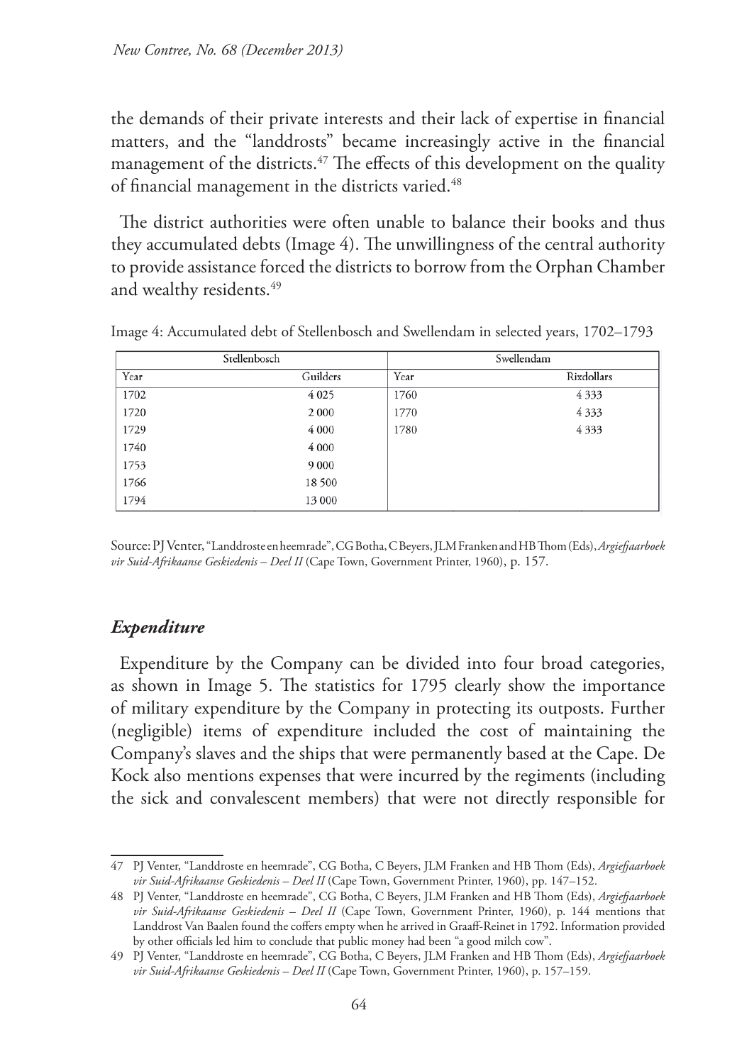the demands of their private interests and their lack of expertise in financial matters, and the "landdrosts" became increasingly active in the financial management of the districts.[47] The effects of this development on the quality of financial management in the districts varied.[48]

The district authorities were often unable to balance their books and thus they accumulated debts (Image 4). The unwillingness of the central authority to provide assistance forced the districts to borrow from the Orphan Chamber and wealthy residents.[49]

Image 4: Accumulated debt of Stellenbosch and Swellendam in selected years, 1702–1793

| Stellenbosch | | Swellendam | |
|---|---|---|---|
| Year | Guilders | Year | Rixdollars |
| 1702 | 4 025 | 1760 | 4 333 |
| 1720 | 2 000 | 1770 | 4 333 |
| 1729 | 4 000 | 1780 | 4 333 |
| 1740 | 4 000 | | |
| 1753 | 9 000 | | |
| 1766 | 18 500 | | |
| 1794 | 13 000 | | |

Source: PJ Venter, "Landdroste en heemrade", CG Botha, C Beyers, JLM Franken and HB Thom (Eds), *Argiefjaarboek vir Suid-Afrikaanse Geskiedenis – Deel II* (Cape Town, Government Printer, 1960), p. 157.

### *Expenditure*

Expenditure by the Company can be divided into four broad categories, as shown in Image 5. The statistics for 1795 clearly show the importance of military expenditure by the Company in protecting its outposts. Further (negligible) items of expenditure included the cost of maintaining the Company's slaves and the ships that were permanently based at the Cape. De Kock also mentions expenses that were incurred by the regiments (including the sick and convalescent members) that were not directly responsible for

---

47 PJ Venter, "Landdroste en heemrade", CG Botha, C Beyers, JLM Franken and HB Thom (Eds), *Argiefjaarboek vir Suid-Afrikaanse Geskiedenis – Deel II* (Cape Town, Government Printer, 1960), pp. 147–152.

48 PJ Venter, "Landdroste en heemrade", CG Botha, C Beyers, JLM Franken and HB Thom (Eds), *Argiefjaarboek vir Suid-Afrikaanse Geskiedenis – Deel II* (Cape Town, Government Printer, 1960), p. 144 mentions that Landdrost Van Baalen found the coffers empty when he arrived in Graaff-Reinet in 1792. Information provided by other officials led him to conclude that public money had been "a good milch cow".

49 PJ Venter, "Landdroste en heemrade", CG Botha, C Beyers, JLM Franken and HB Thom (Eds), *Argiefjaarboek vir Suid-Afrikaanse Geskiedenis – Deel II* (Cape Town, Government Printer, 1960), p. 157–159.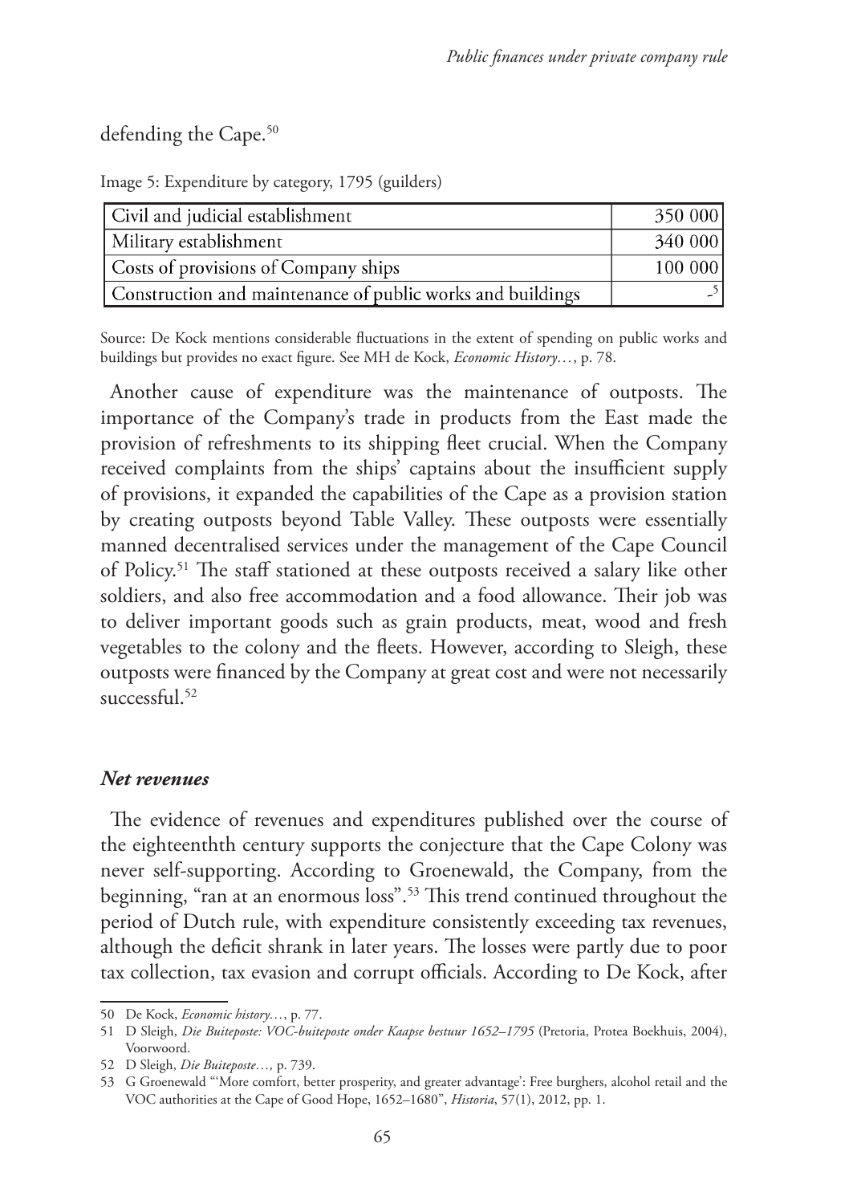defending the Cape.[50]

Image 5: Expenditure by category, 1795 (guilders)

| | |
|---|---|
| Civil and judicial establishment | 350 000 |
| Military establishment | 340 000 |
| Costs of provisions of Company ships | 100 000 |
| Construction and maintenance of public works and buildings | -[5] |

Source: De Kock mentions considerable fluctuations in the extent of spending on public works and buildings but provides no exact figure. See MH de Kock, *Economic History…*, p. 78.

Another cause of expenditure was the maintenance of outposts. The importance of the Company's trade in products from the East made the provision of refreshments to its shipping fleet crucial. When the Company received complaints from the ships' captains about the insufficient supply of provisions, it expanded the capabilities of the Cape as a provision station by creating outposts beyond Table Valley. These outposts were essentially manned decentralised services under the management of the Cape Council of Policy.[51] The staff stationed at these outposts received a salary like other soldiers, and also free accommodation and a food allowance. Their job was to deliver important goods such as grain products, meat, wood and fresh vegetables to the colony and the fleets. However, according to Sleigh, these outposts were financed by the Company at great cost and were not necessarily successful.[52]

### *Net revenues*

The evidence of revenues and expenditures published over the course of the eighteenthth century supports the conjecture that the Cape Colony was never self-supporting. According to Groenewald, the Company, from the beginning, "ran at an enormous loss".[53] This trend continued throughout the period of Dutch rule, with expenditure consistently exceeding tax revenues, although the deficit shrank in later years. The losses were partly due to poor tax collection, tax evasion and corrupt officials. According to De Kock, after

---

50 De Kock, *Economic history…*, p. 77.

51 D Sleigh, *Die Buiteposte: VOC-buiteposte onder Kaapse bestuur 1652–1795* (Pretoria, Protea Boekhuis, 2004), Voorwoord.

52 D Sleigh, *Die Buiteposte…,* p. 739.

53 G Groenewald "'More comfort, better prosperity, and greater advantage': Free burghers, alcohol retail and the VOC authorities at the Cape of Good Hope, 1652–1680", *Historia*, 57(1), 2012, pp. 1.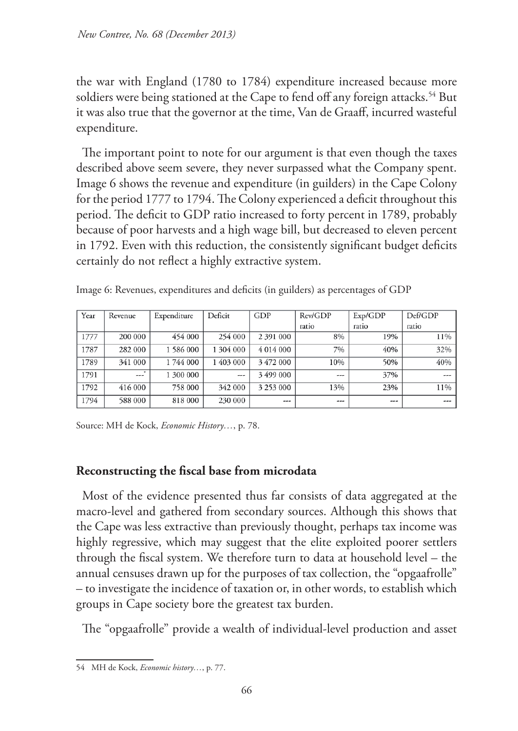the war with England (1780 to 1784) expenditure increased because more soldiers were being stationed at the Cape to fend off any foreign attacks.[54] But it was also true that the governor at the time, Van de Graaff, incurred wasteful expenditure.

The important point to note for our argument is that even though the taxes described above seem severe, they never surpassed what the Company spent. Image 6 shows the revenue and expenditure (in guilders) in the Cape Colony for the period 1777 to 1794. The Colony experienced a deficit throughout this period. The deficit to GDP ratio increased to forty percent in 1789, probably because of poor harvests and a high wage bill, but decreased to eleven percent in 1792. Even with this reduction, the consistently significant budget deficits certainly do not reflect a highly extractive system.

Image 6: Revenues, expenditures and deficits (in guilders) as percentages of GDP

| Year | Revenue | Expenditure | Deficit | GDP | Rev/GDP ratio | Exp/GDP ratio | Def/GDP ratio |
|---|---|---|---|---|---|---|---|
| 1777 | 200 000 | 454 000 | 254 000 | 2 391 000 | 8% | 19% | 11% |
| 1787 | 282 000 | 1 586 000 | 1 304 000 | 4 014 000 | 7% | 40% | 32% |
| 1789 | 341 000 | 1 744 000 | 1 403 000 | 3 472 000 | 10% | 50% | 40% |
| 1791 | ---* | 1 300 000 | --- | 3 499 000 | --- | 37% | --- |
| 1792 | 416 000 | 758 000 | 342 000 | 3 253 000 | 13% | 23% | 11% |
| 1794 | 588 000 | 818 000 | 230 000 | --- | --- | --- | --- |

Source: MH de Kock, *Economic History…*, p. 78.

## Reconstructing the fiscal base from microdata

Most of the evidence presented thus far consists of data aggregated at the macro-level and gathered from secondary sources. Although this shows that the Cape was less extractive than previously thought, perhaps tax income was highly regressive, which may suggest that the elite exploited poorer settlers through the fiscal system. We therefore turn to data at household level – the annual censuses drawn up for the purposes of tax collection, the "opgaafrolle" – to investigate the incidence of taxation or, in other words, to establish which groups in Cape society bore the greatest tax burden.

The "opgaafrolle" provide a wealth of individual-level production and asset

54 MH de Kock, *Economic history…*, p. 77.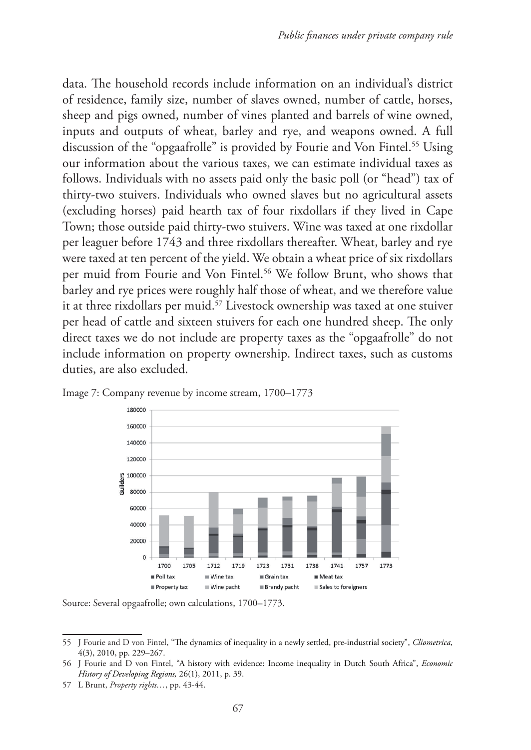data. The household records include information on an individual's district of residence, family size, number of slaves owned, number of cattle, horses, sheep and pigs owned, number of vines planted and barrels of wine owned, inputs and outputs of wheat, barley and rye, and weapons owned. A full discussion of the "opgaafrolle" is provided by Fourie and Von Fintel.[55] Using our information about the various taxes, we can estimate individual taxes as follows. Individuals with no assets paid only the basic poll (or "head") tax of thirty-two stuivers. Individuals who owned slaves but no agricultural assets (excluding horses) paid hearth tax of four rixdollars if they lived in Cape Town; those outside paid thirty-two stuivers. Wine was taxed at one rixdollar per leaguer before 1743 and three rixdollars thereafter. Wheat, barley and rye were taxed at ten percent of the yield. We obtain a wheat price of six rixdollars per muid from Fourie and Von Fintel.[56] We follow Brunt, who shows that barley and rye prices were roughly half those of wheat, and we therefore value it at three rixdollars per muid.[57] Livestock ownership was taxed at one stuiver per head of cattle and sixteen stuivers for each one hundred sheep. The only direct taxes we do not include are property taxes as the "opgaafrolle" do not include information on property ownership. Indirect taxes, such as customs duties, are also excluded.

Image 7: Company revenue by income stream, 1700–1773

Source: Several opgaafrolle; own calculations, 1700–1773.

---

55 J Fourie and D von Fintel, "The dynamics of inequality in a newly settled, pre-industrial society", *Cliometrica*, 4(3), 2010, pp. 229–267.

56 J Fourie and D von Fintel, "A history with evidence: Income inequality in Dutch South Africa", *Economic History of Developing Regions,* 26(1), 2011, p. 39.

57 L Brunt, *Property rights…*, pp. 43-44.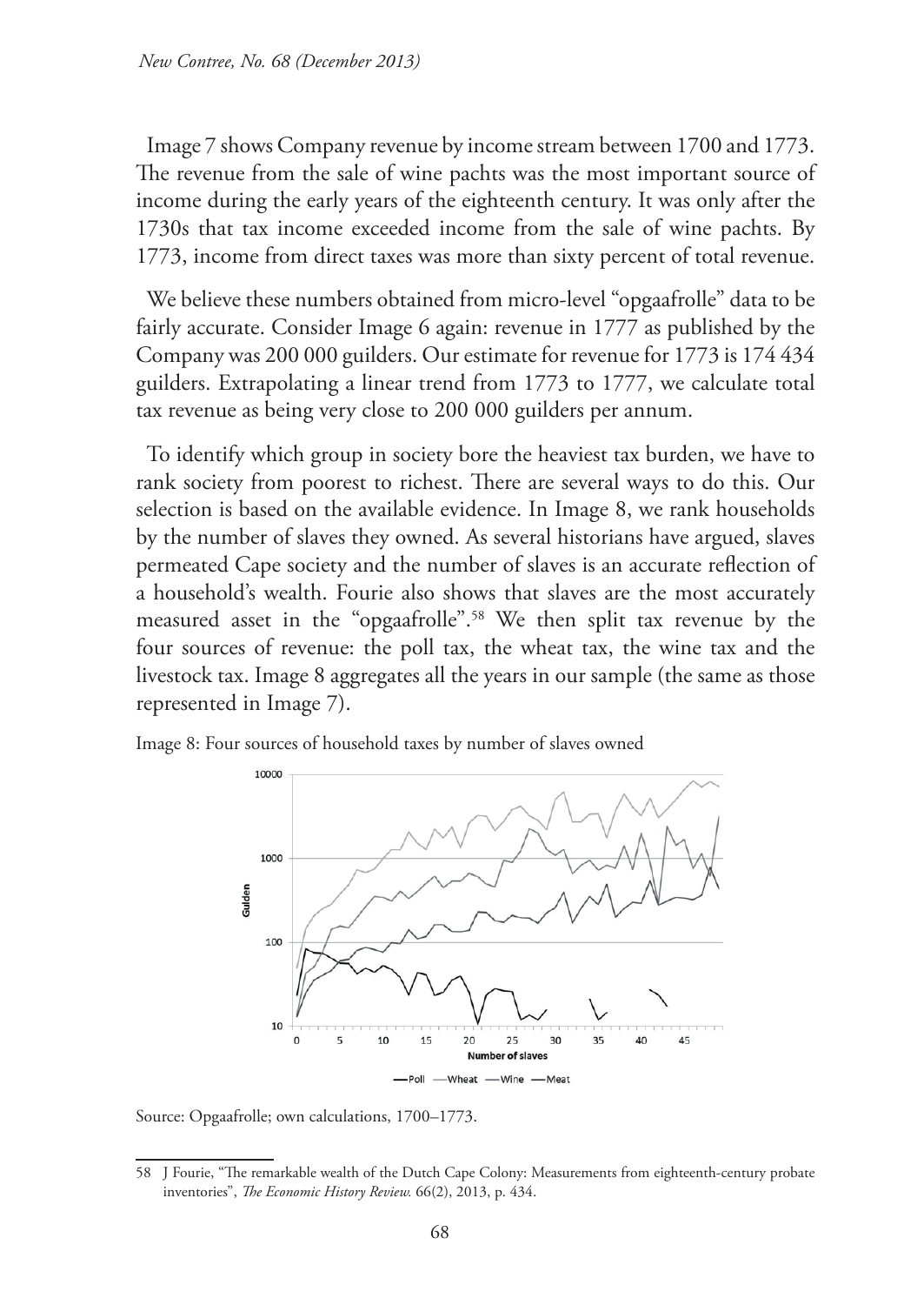Image 7 shows Company revenue by income stream between 1700 and 1773. The revenue from the sale of wine pachts was the most important source of income during the early years of the eighteenth century. It was only after the 1730s that tax income exceeded income from the sale of wine pachts. By 1773, income from direct taxes was more than sixty percent of total revenue.

We believe these numbers obtained from micro-level "opgaafrolle" data to be fairly accurate. Consider Image 6 again: revenue in 1777 as published by the Company was 200 000 guilders. Our estimate for revenue for 1773 is 174 434 guilders. Extrapolating a linear trend from 1773 to 1777, we calculate total tax revenue as being very close to 200 000 guilders per annum.

To identify which group in society bore the heaviest tax burden, we have to rank society from poorest to richest. There are several ways to do this. Our selection is based on the available evidence. In Image 8, we rank households by the number of slaves they owned. As several historians have argued, slaves permeated Cape society and the number of slaves is an accurate reflection of a household's wealth. Fourie also shows that slaves are the most accurately measured asset in the "opgaafrolle".[58] We then split tax revenue by the four sources of revenue: the poll tax, the wheat tax, the wine tax and the livestock tax. Image 8 aggregates all the years in our sample (the same as those represented in Image 7).

Image 8: Four sources of household taxes by number of slaves owned

Source: Opgaafrolle; own calculations, 1700–1773.

58 J Fourie, "The remarkable wealth of the Dutch Cape Colony: Measurements from eighteenth-century probate inventories", *The Economic History Review.* 66(2), 2013, p. 434.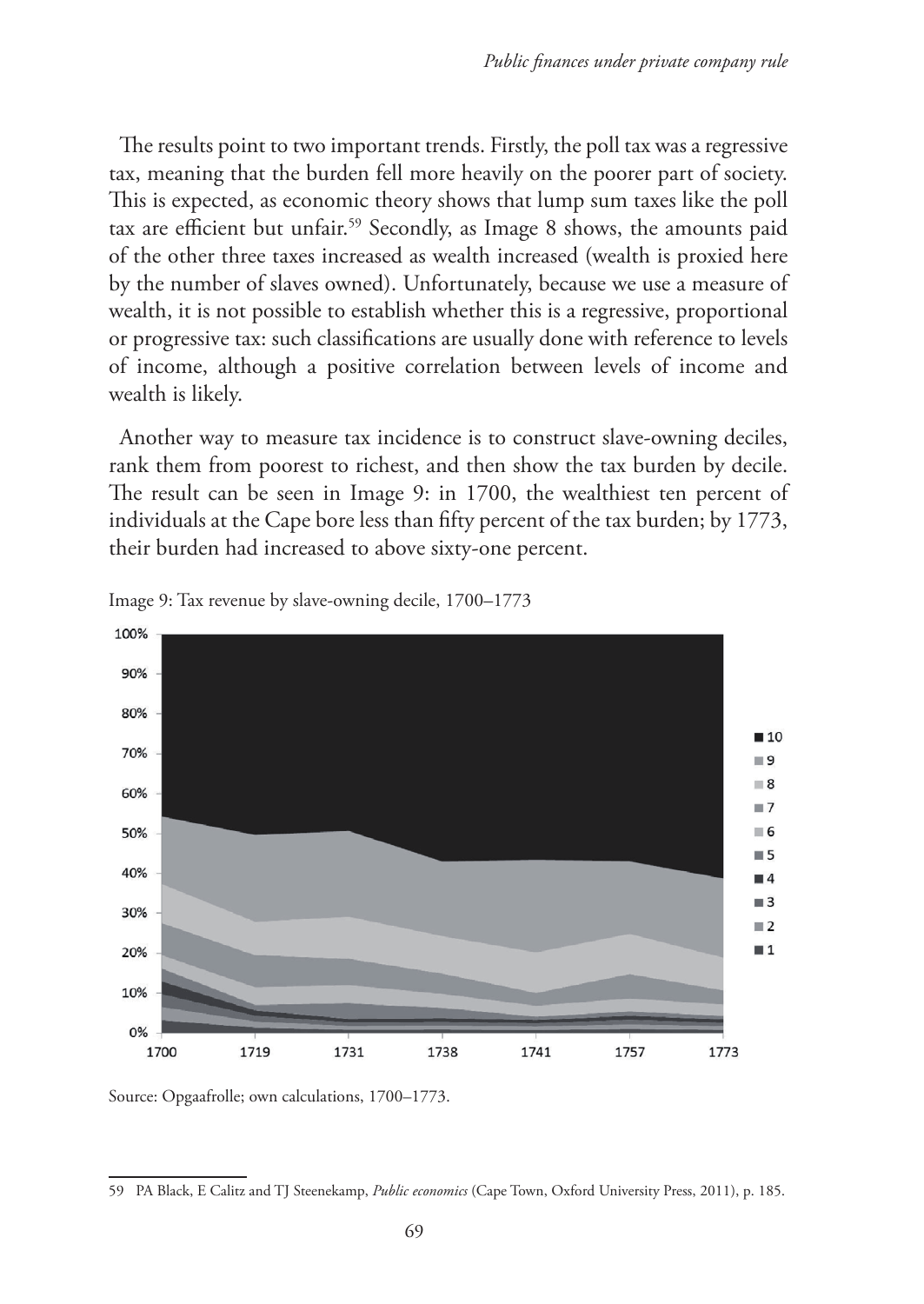The results point to two important trends. Firstly, the poll tax was a regressive tax, meaning that the burden fell more heavily on the poorer part of society. This is expected, as economic theory shows that lump sum taxes like the poll tax are efficient but unfair.[59] Secondly, as Image 8 shows, the amounts paid of the other three taxes increased as wealth increased (wealth is proxied here by the number of slaves owned). Unfortunately, because we use a measure of wealth, it is not possible to establish whether this is a regressive, proportional or progressive tax: such classifications are usually done with reference to levels of income, although a positive correlation between levels of income and wealth is likely.

Another way to measure tax incidence is to construct slave-owning deciles, rank them from poorest to richest, and then show the tax burden by decile. The result can be seen in Image 9: in 1700, the wealthiest ten percent of individuals at the Cape bore less than fifty percent of the tax burden; by 1773, their burden had increased to above sixty-one percent.

Image 9: Tax revenue by slave-owning decile, 1700–1773

Source: Opgaafrolle; own calculations, 1700–1773.

59 PA Black, E Calitz and TJ Steenekamp, *Public economics* (Cape Town, Oxford University Press, 2011), p. 185.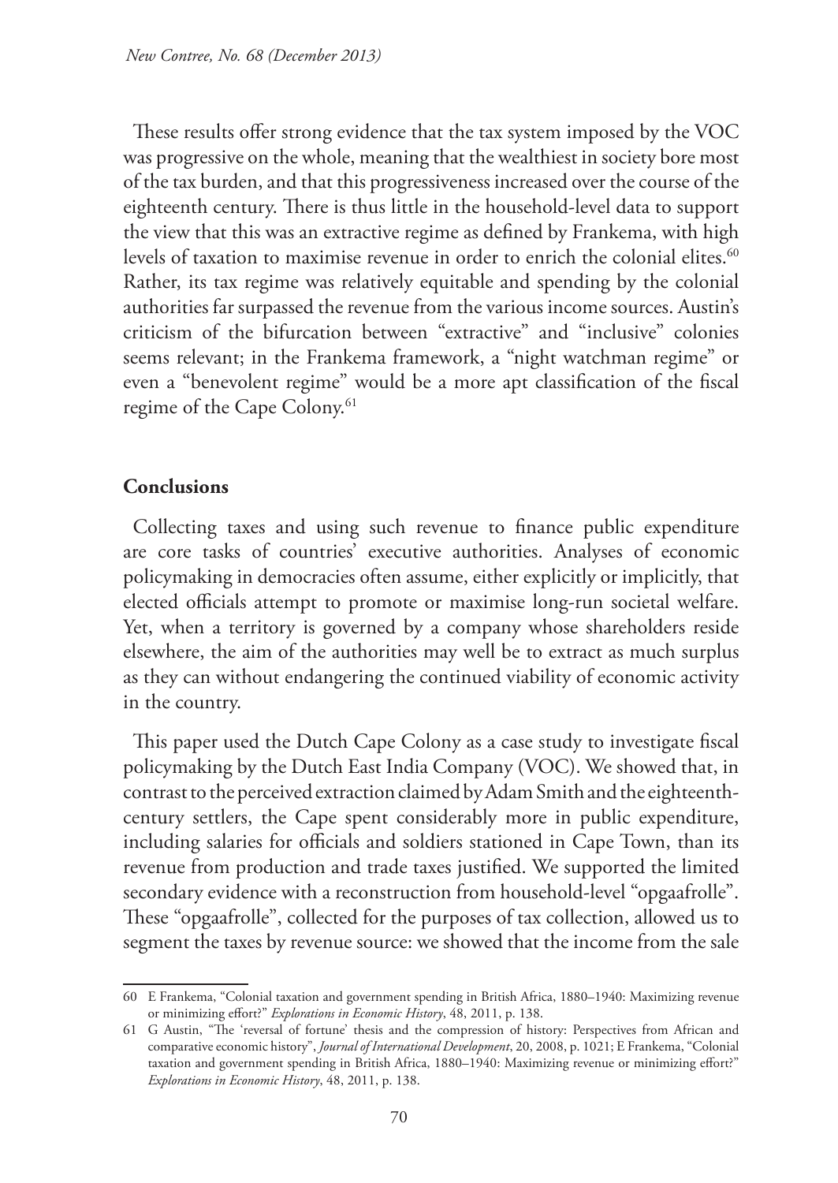These results offer strong evidence that the tax system imposed by the VOC was progressive on the whole, meaning that the wealthiest in society bore most of the tax burden, and that this progressiveness increased over the course of the eighteenth century. There is thus little in the household-level data to support the view that this was an extractive regime as defined by Frankema, with high levels of taxation to maximise revenue in order to enrich the colonial elites.[60] Rather, its tax regime was relatively equitable and spending by the colonial authorities far surpassed the revenue from the various income sources. Austin's criticism of the bifurcation between "extractive" and "inclusive" colonies seems relevant; in the Frankema framework, a "night watchman regime" or even a "benevolent regime" would be a more apt classification of the fiscal regime of the Cape Colony.[61]

## Conclusions

Collecting taxes and using such revenue to finance public expenditure are core tasks of countries' executive authorities. Analyses of economic policymaking in democracies often assume, either explicitly or implicitly, that elected officials attempt to promote or maximise long-run societal welfare. Yet, when a territory is governed by a company whose shareholders reside elsewhere, the aim of the authorities may well be to extract as much surplus as they can without endangering the continued viability of economic activity in the country.

This paper used the Dutch Cape Colony as a case study to investigate fiscal policymaking by the Dutch East India Company (VOC). We showed that, in contrast to the perceived extraction claimed by Adam Smith and the eighteenth-century settlers, the Cape spent considerably more in public expenditure, including salaries for officials and soldiers stationed in Cape Town, than its revenue from production and trade taxes justified. We supported the limited secondary evidence with a reconstruction from household-level "opgaafrolle". These "opgaafrolle", collected for the purposes of tax collection, allowed us to segment the taxes by revenue source: we showed that the income from the sale

60 E Frankema, "Colonial taxation and government spending in British Africa, 1880–1940: Maximizing revenue or minimizing effort?" *Explorations in Economic History*, 48, 2011, p. 138.

61 G Austin, "The 'reversal of fortune' thesis and the compression of history: Perspectives from African and comparative economic history", *Journal of International Development*, 20, 2008, p. 1021; E Frankema, "Colonial taxation and government spending in British Africa, 1880–1940: Maximizing revenue or minimizing effort?" *Explorations in Economic History*, 48, 2011, p. 138.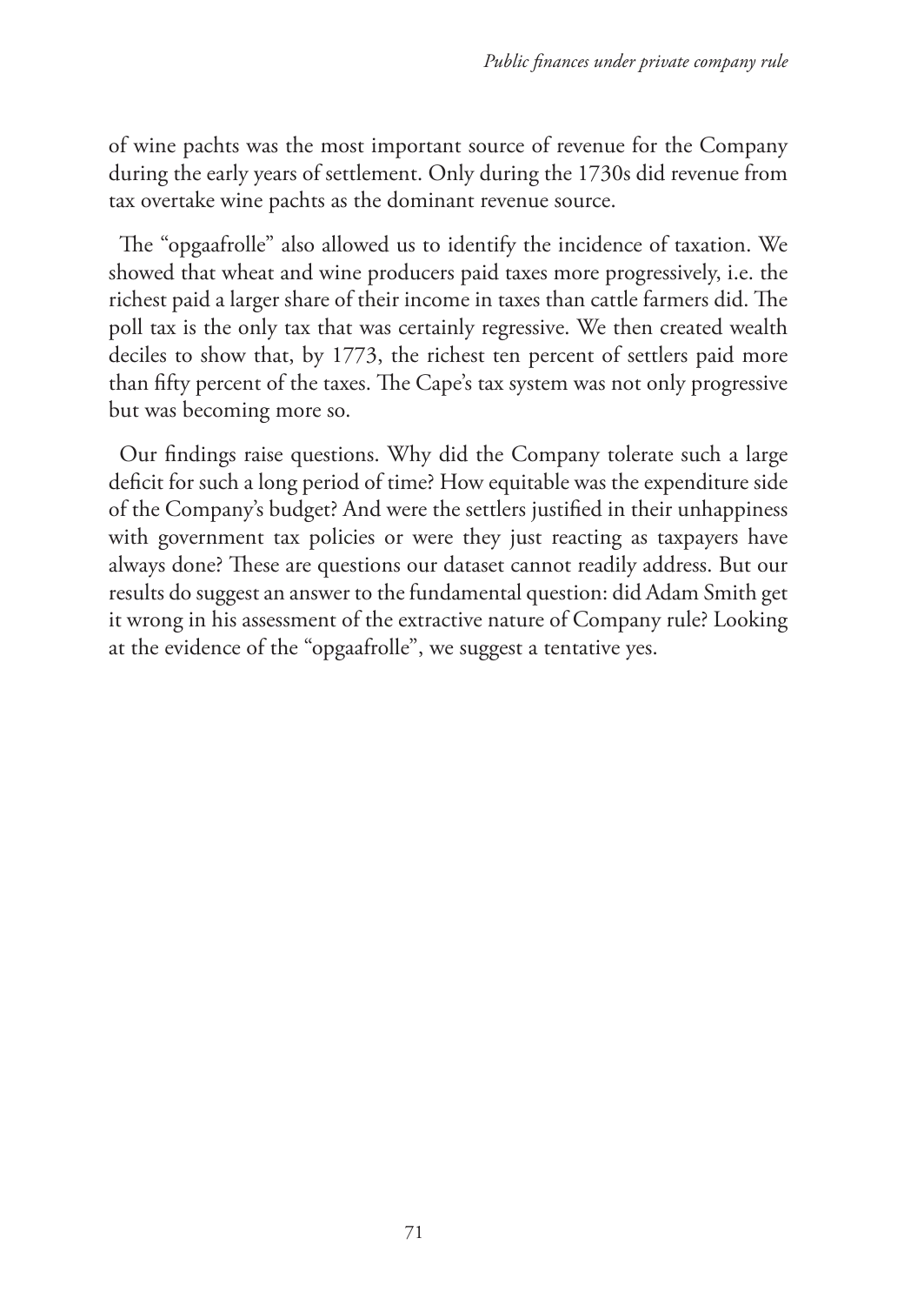of wine pachts was the most important source of revenue for the Company during the early years of settlement. Only during the 1730s did revenue from tax overtake wine pachts as the dominant revenue source.

The "opgaafrolle" also allowed us to identify the incidence of taxation. We showed that wheat and wine producers paid taxes more progressively, i.e. the richest paid a larger share of their income in taxes than cattle farmers did. The poll tax is the only tax that was certainly regressive. We then created wealth deciles to show that, by 1773, the richest ten percent of settlers paid more than fifty percent of the taxes. The Cape's tax system was not only progressive but was becoming more so.

Our findings raise questions. Why did the Company tolerate such a large deficit for such a long period of time? How equitable was the expenditure side of the Company's budget? And were the settlers justified in their unhappiness with government tax policies or were they just reacting as taxpayers have always done? These are questions our dataset cannot readily address. But our results do suggest an answer to the fundamental question: did Adam Smith get it wrong in his assessment of the extractive nature of Company rule? Looking at the evidence of the "opgaafrolle", we suggest a tentative yes.